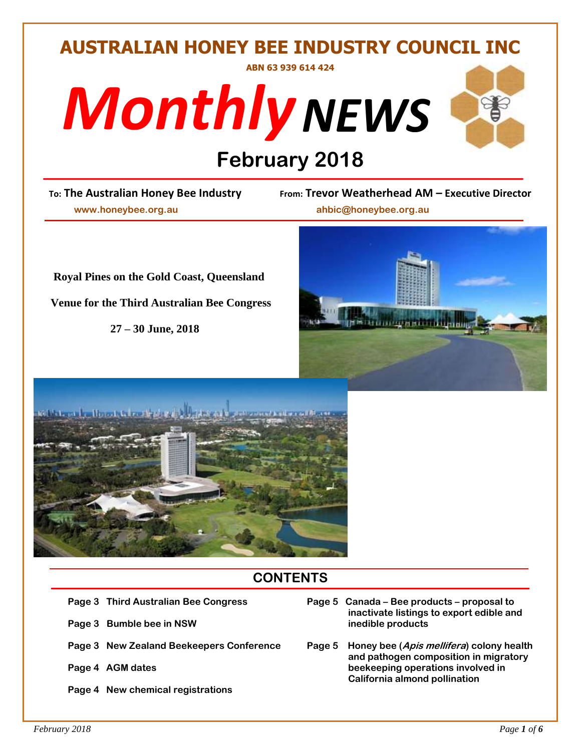# AUSTRALIAN HONEY BEE INDUSTRY COUNCIL INC

**ABN 63 939 614 424**

# *Monthly NEWS*

## February 2018

**To: The Australian Honey Bee Industry** — www.honeybee.org.au

**From: Trevor Weatherhead AM – Executive Director** — ahbic@honeybee.org.au

**Royal Pines on the Gold Coast, Queensland**

**Venue for the Third Australian Bee Congress**

**27 – 30 June, 2018**

## CONTENTS

- **Page 3 Third Australian Bee Congress**
- **Page 3 Bumble bee in NSW**
- **Page 3 New Zealand Beekeepers Conference**
- **Page 4 AGM dates**
- **Page 4 New chemical registrations**
- **Page 5 Canada – Bee products – proposal to inactivate listings to export edible and inedible products**
- **Page 5 Honey bee (*Apis mellifera*) colony health and pathogen composition in migratory beekeeping operations involved in California almond pollination**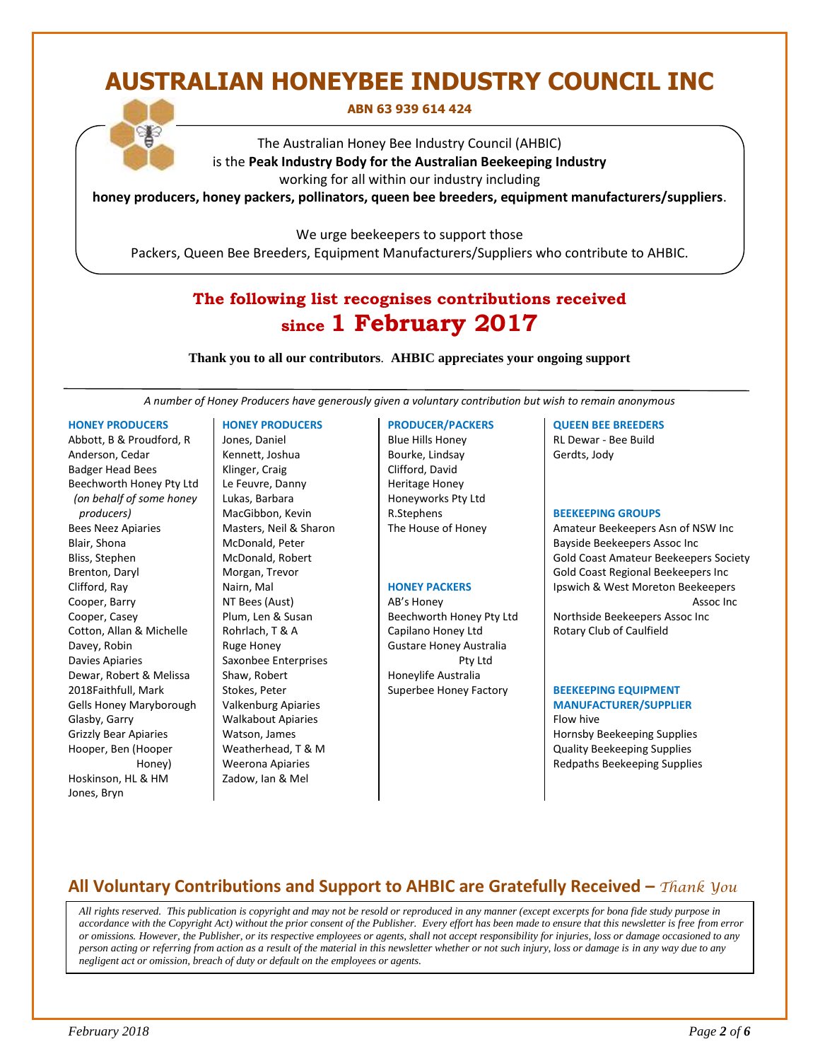# AUSTRALIAN HONEYBEE INDUSTRY COUNCIL INC

**ABN 63 939 614 424**

The Australian Honey Bee Industry Council (AHBIC)
is the **Peak Industry Body for the Australian Beekeeping Industry**
working for all within our industry including
**honey producers, honey packers, pollinators, queen bee breeders, equipment manufacturers/suppliers**.

We urge beekeepers to support those
Packers, Queen Bee Breeders, Equipment Manufacturers/Suppliers who contribute to AHBIC.

## The following list recognises contributions received since 1 February 2017

**Thank you to all our contributors**. **AHBIC appreciates your ongoing support**

*A number of Honey Producers have generously given a voluntary contribution but wish to remain anonymous*

### HONEY PRODUCERS

Abbott, B & Proudford, R
Anderson, Cedar
Badger Head Bees
Beechworth Honey Pty Ltd *(on behalf of some honey producers)*
Bees Neez Apiaries
Blair, Shona
Bliss, Stephen
Brenton, Daryl
Clifford, Ray
Cooper, Barry
Cooper, Casey
Cotton, Allan & Michelle
Davey, Robin
Davies Apiaries
Dewar, Robert & Melissa
2018Faithfull, Mark
Gells Honey Maryborough
Glasby, Garry
Grizzly Bear Apiaries
Hooper, Ben (Hooper Honey)
Hoskinson, HL & HM
Jones, Bryn

### HONEY PRODUCERS

Jones, Daniel
Kennett, Joshua
Klinger, Craig
Le Feuvre, Danny
Lukas, Barbara
MacGibbon, Kevin
Masters, Neil & Sharon
McDonald, Peter
McDonald, Robert
Morgan, Trevor
Nairn, Mal
NT Bees (Aust)
Plum, Len & Susan
Rohrlach, T & A
Ruge Honey
Saxonbee Enterprises
Shaw, Robert
Stokes, Peter
Valkenburg Apiaries
Walkabout Apiaries
Watson, James
Weatherhead, T & M
Weerona Apiaries
Zadow, Ian & Mel

### PRODUCER/PACKERS

Blue Hills Honey
Bourke, Lindsay
Clifford, David
Heritage Honey
Honeyworks Pty Ltd
R.Stephens
The House of Honey

### HONEY PACKERS

AB's Honey
Beechworth Honey Pty Ltd
Capilano Honey Ltd
Gustare Honey Australia Pty Ltd
Honeylife Australia
Superbee Honey Factory

### QUEEN BEE BREEDERS

RL Dewar - Bee Build
Gerdts, Jody

### BEEKEEPING GROUPS

Amateur Beekeepers Asn of NSW Inc
Bayside Beekeepers Assoc Inc
Gold Coast Amateur Beekeepers Society
Gold Coast Regional Beekeepers Inc
Ipswich & West Moreton Beekeepers Assoc Inc
Northside Beekeepers Assoc Inc
Rotary Club of Caulfield

### BEEKEEPING EQUIPMENT MANUFACTURER/SUPPLIER

Flow hive
Hornsby Beekeeping Supplies
Quality Beekeeping Supplies
Redpaths Beekeeping Supplies

## All Voluntary Contributions and Support to AHBIC are Gratefully Received – *Thank You*

*All rights reserved. This publication is copyright and may not be resold or reproduced in any manner (except excerpts for bona fide study purpose in accordance with the Copyright Act) without the prior consent of the Publisher. Every effort has been made to ensure that this newsletter is free from error or omissions. However, the Publisher, or its respective employees or agents, shall not accept responsibility for injuries, loss or damage occasioned to any person acting or referring from action as a result of the material in this newsletter whether or not such injury, loss or damage is in any way due to any negligent act or omission, breach of duty or default on the employees or agents.*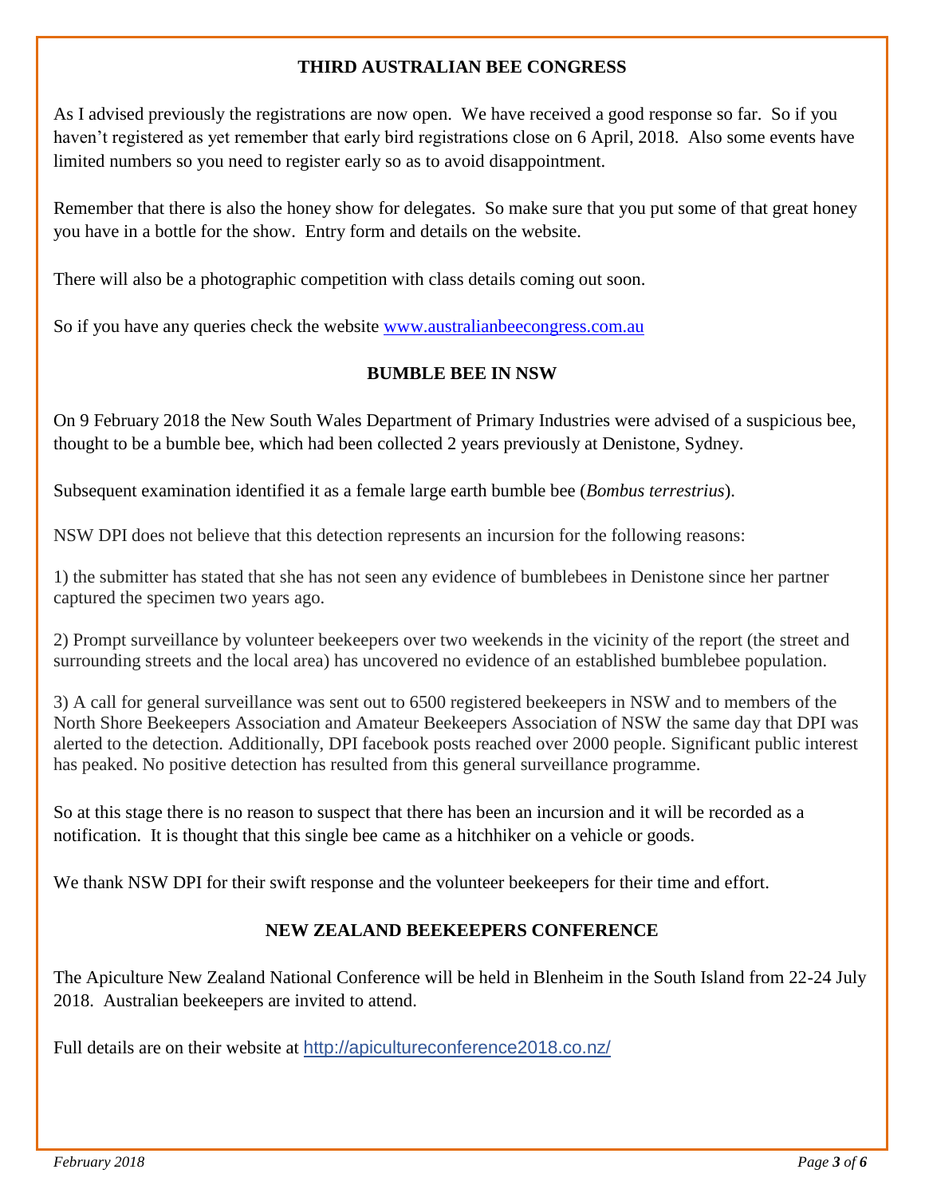## THIRD AUSTRALIAN BEE CONGRESS

As I advised previously the registrations are now open. We have received a good response so far. So if you haven't registered as yet remember that early bird registrations close on 6 April, 2018. Also some events have limited numbers so you need to register early so as to avoid disappointment.

Remember that there is also the honey show for delegates. So make sure that you put some of that great honey you have in a bottle for the show. Entry form and details on the website.

There will also be a photographic competition with class details coming out soon.

So if you have any queries check the website [www.australianbeecongress.com.au](http://www.australianbeecongress.com.au)

## BUMBLE BEE IN NSW

On 9 February 2018 the New South Wales Department of Primary Industries were advised of a suspicious bee, thought to be a bumble bee, which had been collected 2 years previously at Denistone, Sydney.

Subsequent examination identified it as a female large earth bumble bee (*Bombus terrestrius*).

NSW DPI does not believe that this detection represents an incursion for the following reasons:

1) the submitter has stated that she has not seen any evidence of bumblebees in Denistone since her partner captured the specimen two years ago.

2) Prompt surveillance by volunteer beekeepers over two weekends in the vicinity of the report (the street and surrounding streets and the local area) has uncovered no evidence of an established bumblebee population.

3) A call for general surveillance was sent out to 6500 registered beekeepers in NSW and to members of the North Shore Beekeepers Association and Amateur Beekeepers Association of NSW the same day that DPI was alerted to the detection. Additionally, DPI facebook posts reached over 2000 people. Significant public interest has peaked. No positive detection has resulted from this general surveillance programme.

So at this stage there is no reason to suspect that there has been an incursion and it will be recorded as a notification. It is thought that this single bee came as a hitchhiker on a vehicle or goods.

We thank NSW DPI for their swift response and the volunteer beekeepers for their time and effort.

## NEW ZEALAND BEEKEEPERS CONFERENCE

The Apiculture New Zealand National Conference will be held in Blenheim in the South Island from 22-24 July 2018. Australian beekeepers are invited to attend.

Full details are on their website at [http://apicultureconference2018.co.nz/](http://apicultureconference2018.co.nz/)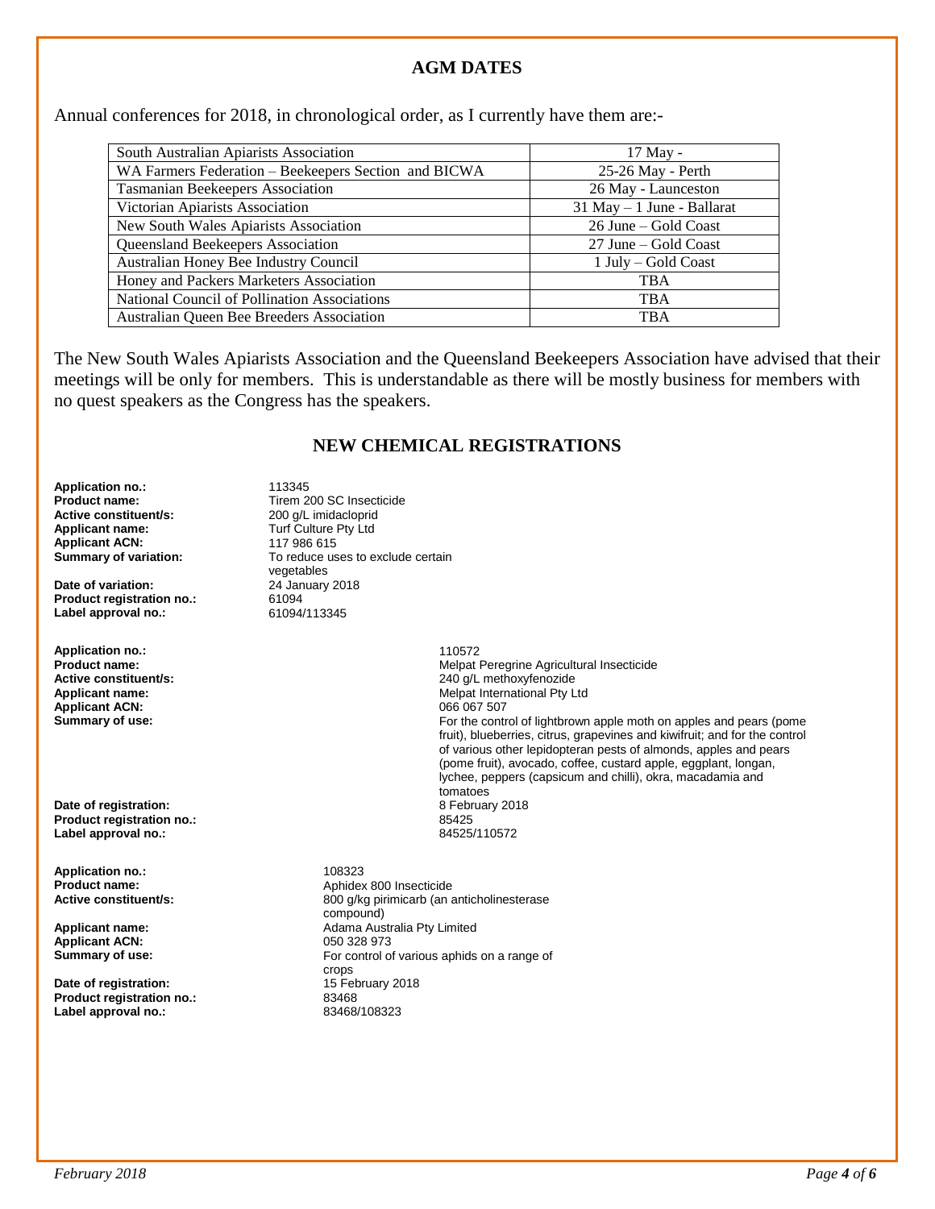## AGM DATES

Annual conferences for 2018, in chronological order, as I currently have them are:-

| | |
|---|---|
| South Australian Apiarists Association | 17 May - |
| WA Farmers Federation – Beekeepers Section and BICWA | 25-26 May - Perth |
| Tasmanian Beekeepers Association | 26 May - Launceston |
| Victorian Apiarists Association | 31 May – 1 June - Ballarat |
| New South Wales Apiarists Association | 26 June – Gold Coast |
| Queensland Beekeepers Association | 27 June – Gold Coast |
| Australian Honey Bee Industry Council | 1 July – Gold Coast |
| Honey and Packers Marketers Association | TBA |
| National Council of Pollination Associations | TBA |
| Australian Queen Bee Breeders Association | TBA |

The New South Wales Apiarists Association and the Queensland Beekeepers Association have advised that their meetings will be only for members. This is understandable as there will be mostly business for members with no quest speakers as the Congress has the speakers.

## NEW CHEMICAL REGISTRATIONS

**Application no.:** 113345
**Product name:** Tirem 200 SC Insecticide
**Active constituent/s:** 200 g/L imidacloprid
**Applicant name:** Turf Culture Pty Ltd
**Applicant ACN:** 117 986 615
**Summary of variation:** To reduce uses to exclude certain vegetables
**Date of variation:** 24 January 2018
**Product registration no.:** 61094
**Label approval no.:** 61094/113345

**Application no.:** 110572
**Product name:** Melpat Peregrine Agricultural Insecticide
**Active constituent/s:** 240 g/L methoxyfenozide
**Applicant name:** Melpat International Pty Ltd
**Applicant ACN:** 066 067 507
**Summary of use:** For the control of lightbrown apple moth on apples and pears (pome fruit), blueberries, citrus, grapevines and kiwifruit; and for the control of various other lepidopteran pests of almonds, apples and pears (pome fruit), avocado, coffee, custard apple, eggplant, longan, lychee, peppers (capsicum and chilli), okra, macadamia and tomatoes
**Date of registration:** 8 February 2018
**Product registration no.:** 85425
**Label approval no.:** 84525/110572

**Application no.:** 108323
**Product name:** Aphidex 800 Insecticide
**Active constituent/s:** 800 g/kg pirimicarb (an anticholinesterase compound)
**Applicant name:** Adama Australia Pty Limited
**Applicant ACN:** 050 328 973
**Summary of use:** For control of various aphids on a range of crops
**Date of registration:** 15 February 2018
**Product registration no.:** 83468
**Label approval no.:** 83468/108323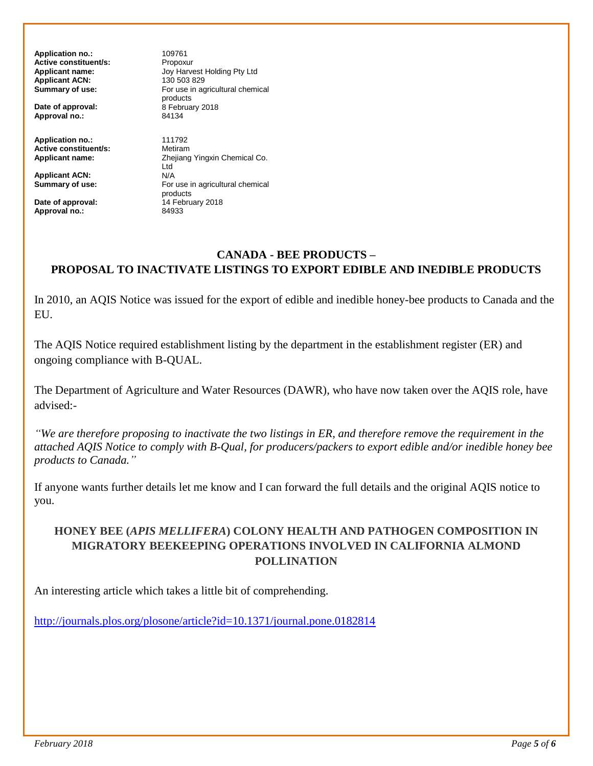**Application no.:** 109761
**Active constituent/s:** Propoxur
**Applicant name:** Joy Harvest Holding Pty Ltd
**Applicant ACN:** 130 503 829
**Summary of use:** For use in agricultural chemical products
**Date of approval:** 8 February 2018
**Approval no.:** 84134

**Application no.:** 111792
**Active constituent/s:** Metiram
**Applicant name:** Zhejiang Yingxin Chemical Co. Ltd
**Applicant ACN:** N/A
**Summary of use:** For use in agricultural chemical products
**Date of approval:** 14 February 2018
**Approval no.:** 84933

## CANADA - BEE PRODUCTS – PROPOSAL TO INACTIVATE LISTINGS TO EXPORT EDIBLE AND INEDIBLE PRODUCTS

In 2010, an AQIS Notice was issued for the export of edible and inedible honey-bee products to Canada and the EU.

The AQIS Notice required establishment listing by the department in the establishment register (ER) and ongoing compliance with B-QUAL.

The Department of Agriculture and Water Resources (DAWR), who have now taken over the AQIS role, have advised:-

*"We are therefore proposing to inactivate the two listings in ER, and therefore remove the requirement in the attached AQIS Notice to comply with B-Qual, for producers/packers to export edible and/or inedible honey bee products to Canada."*

If anyone wants further details let me know and I can forward the full details and the original AQIS notice to you.

## HONEY BEE (*APIS MELLIFERA*) COLONY HEALTH AND PATHOGEN COMPOSITION IN MIGRATORY BEEKEEPING OPERATIONS INVOLVED IN CALIFORNIA ALMOND POLLINATION

An interesting article which takes a little bit of comprehending.

http://journals.plos.org/plosone/article?id=10.1371/journal.pone.0182814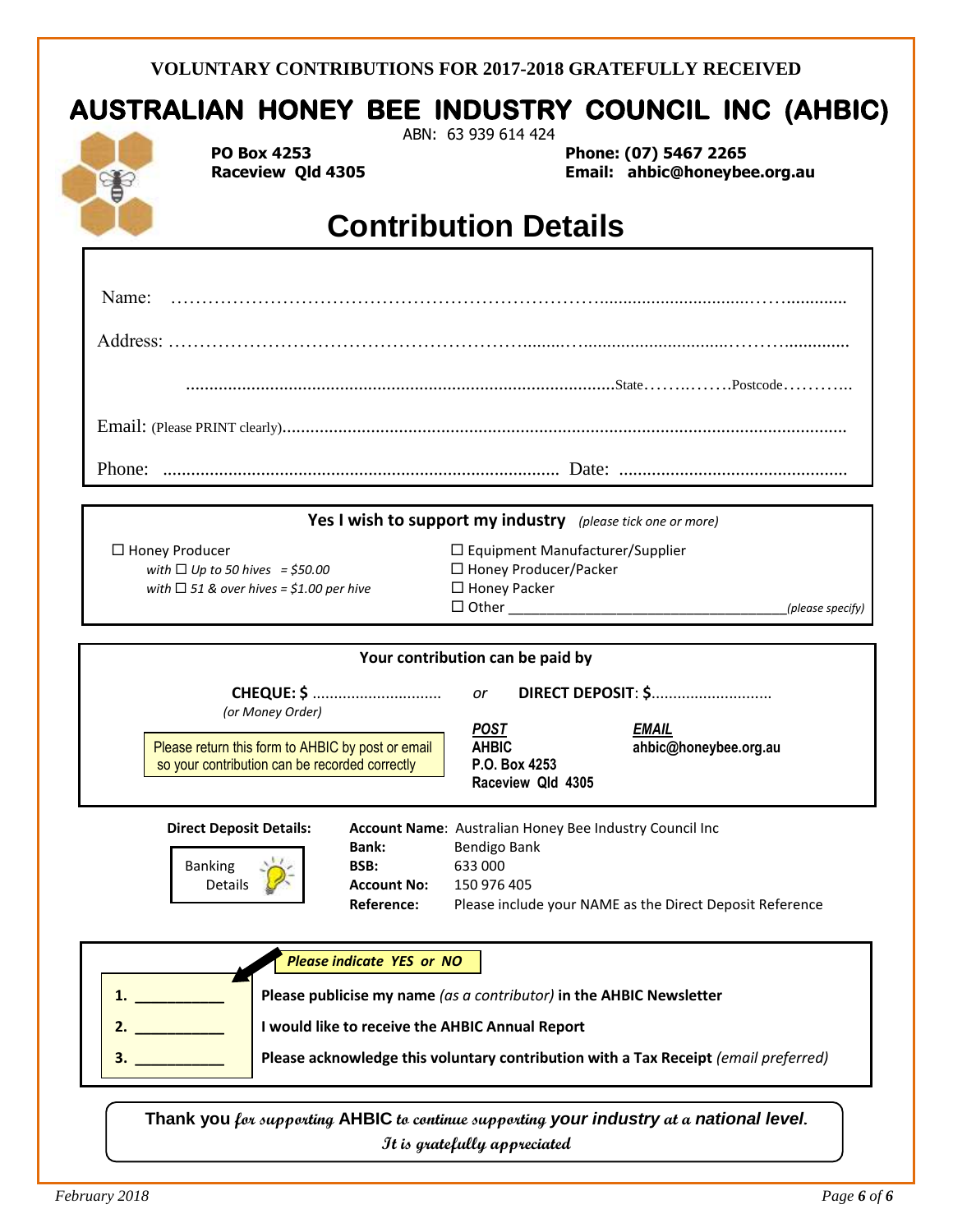**VOLUNTARY CONTRIBUTIONS FOR 2017-2018 GRATEFULLY RECEIVED**

# AUSTRALIAN HONEY BEE INDUSTRY COUNCIL INC (AHBIC)

ABN: 63 939 614 424

**PO Box 4253**
**Raceview Qld 4305**

**Phone: (07) 5467 2265**
**Email: ahbic@honeybee.org.au**

## Contribution Details

Name: ……………………………………………………………………………………………

Address: ……………………………………………………………………………………………

……………………………………………………………………State……………Postcode………..

Email: (Please PRINT clearly)……………………………………………………………………………

Phone: ……………………………………………………… Date: ……………………………………

**Yes I wish to support my industry** *(please tick one or more)*

☐ Honey Producer
*with ☐ Up to 50 hives = $50.00*
*with ☐ 51 & over hives = $1.00 per hive*

☐ Equipment Manufacturer/Supplier
☐ Honey Producer/Packer
☐ Honey Packer
☐ Other ___________________________________ *(please specify)*

**Your contribution can be paid by**

**CHEQUE: $** ……………………… *or* **DIRECT DEPOSIT**: **$**………………………
*(or Money Order)*

Please return this form to AHBIC by post or email so your contribution can be recorded correctly

***POST***
**AHBIC**
**P.O. Box 4253**
**Raceview Qld 4305**

***EMAIL***
**ahbic@honeybee.org.au**

**Direct Deposit Details:**

Banking Details

| | |
|---|---|
| **Account Name**: | Australian Honey Bee Industry Council Inc |
| **Bank:** | Bendigo Bank |
| **BSB:** | 633 000 |
| **Account No:** | 150 976 405 |
| **Reference:** | Please include your NAME as the Direct Deposit Reference |

***Please indicate YES or NO***

1. __________ **Please publicise my name** *(as a contributor)* **in the AHBIC Newsletter**
2. __________ **I would like to receive the AHBIC Annual Report**
3. __________ **Please acknowledge this voluntary contribution with a Tax Receipt** *(email preferred)*

**Thank you** *for supporting* **AHBIC** *to continue supporting* ***your industry*** *at a* ***national level.***
*It is gratefully appreciated*

*February 2018*